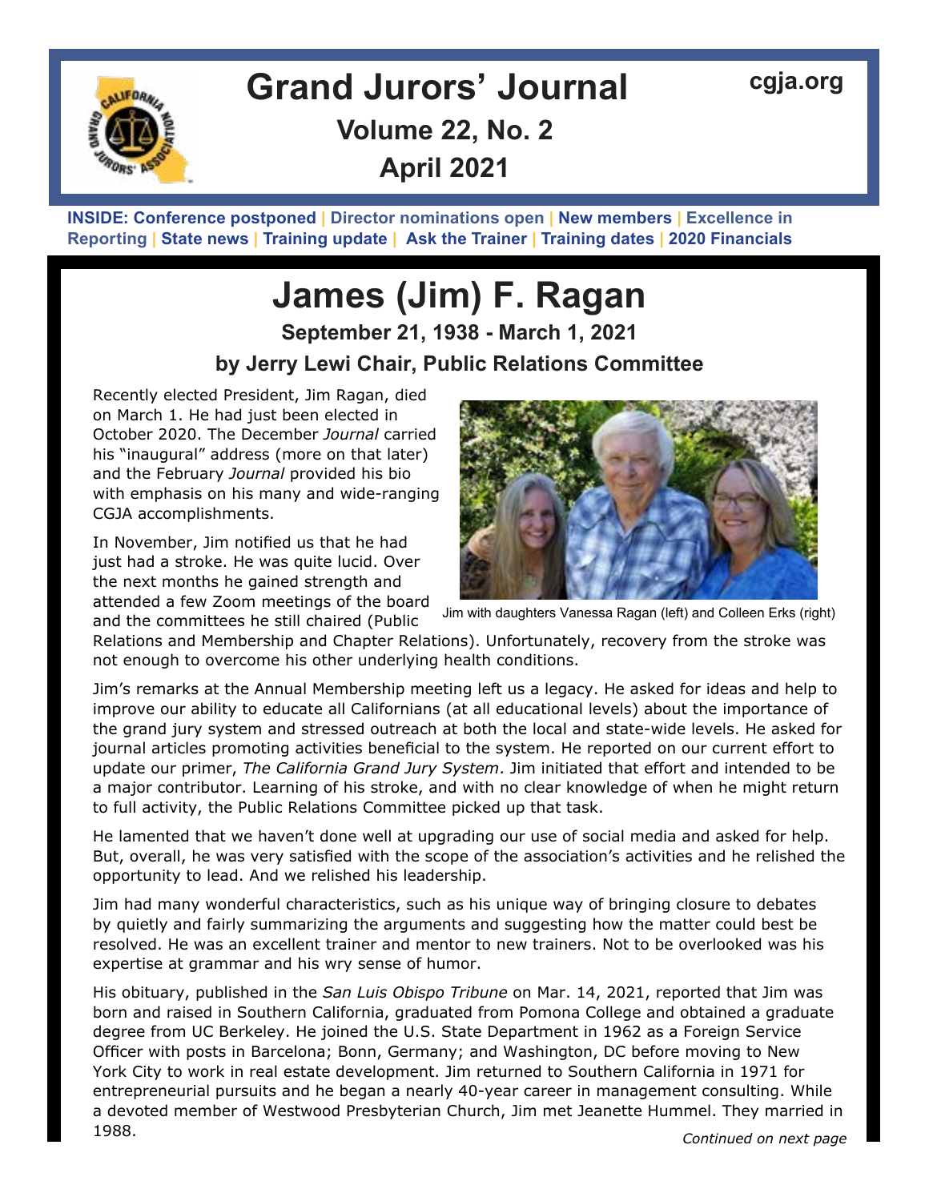# Grand Jurors' Journal

cgja.org

**Volume 22, No. 2**

**April 2021**

**INSIDE: Conference postponed | Director nominations open | New members | Excellence in Reporting | State news | Training update | Ask the Trainer | Training dates | 2020 Financials**

# James (Jim) F. Ragan

**September 21, 1938 - March 1, 2021**

**by Jerry Lewi Chair, Public Relations Committee**

Recently elected President, Jim Ragan, died on March 1. He had just been elected in October 2020. The December *Journal* carried his "inaugural" address (more on that later) and the February *Journal* provided his bio with emphasis on his many and wide-ranging CGJA accomplishments.

In November, Jim notified us that he had just had a stroke. He was quite lucid. Over the next months he gained strength and attended a few Zoom meetings of the board and the committees he still chaired (Public Relations and Membership and Chapter Relations). Unfortunately, recovery from the stroke was not enough to overcome his other underlying health conditions.

Jim with daughters Vanessa Ragan (left) and Colleen Erks (right)

Jim's remarks at the Annual Membership meeting left us a legacy. He asked for ideas and help to improve our ability to educate all Californians (at all educational levels) about the importance of the grand jury system and stressed outreach at both the local and state-wide levels. He asked for journal articles promoting activities beneficial to the system. He reported on our current effort to update our primer, *The California Grand Jury System*. Jim initiated that effort and intended to be a major contributor. Learning of his stroke, and with no clear knowledge of when he might return to full activity, the Public Relations Committee picked up that task.

He lamented that we haven't done well at upgrading our use of social media and asked for help. But, overall, he was very satisfied with the scope of the association's activities and he relished the opportunity to lead. And we relished his leadership.

Jim had many wonderful characteristics, such as his unique way of bringing closure to debates by quietly and fairly summarizing the arguments and suggesting how the matter could best be resolved. He was an excellent trainer and mentor to new trainers. Not to be overlooked was his expertise at grammar and his wry sense of humor.

His obituary, published in the *San Luis Obispo Tribune* on Mar. 14, 2021, reported that Jim was born and raised in Southern California, graduated from Pomona College and obtained a graduate degree from UC Berkeley. He joined the U.S. State Department in 1962 as a Foreign Service Officer with posts in Barcelona; Bonn, Germany; and Washington, DC before moving to New York City to work in real estate development. Jim returned to Southern California in 1971 for entrepreneurial pursuits and he began a nearly 40-year career in management consulting. While a devoted member of Westwood Presbyterian Church, Jim met Jeanette Hummel. They married in 1988.

*Continued on next page*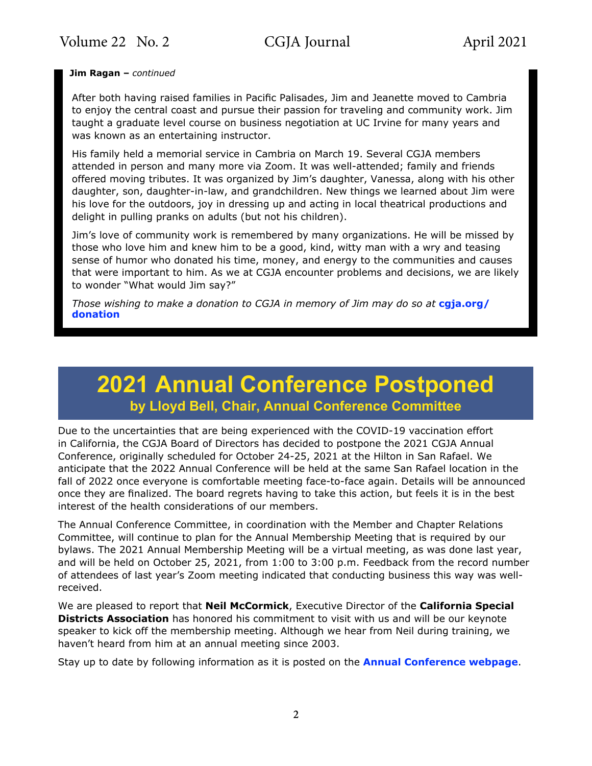**Jim Ragan –** *continued*

After both having raised families in Pacific Palisades, Jim and Jeanette moved to Cambria to enjoy the central coast and pursue their passion for traveling and community work. Jim taught a graduate level course on business negotiation at UC Irvine for many years and was known as an entertaining instructor.

His family held a memorial service in Cambria on March 19. Several CGJA members attended in person and many more via Zoom. It was well-attended; family and friends offered moving tributes. It was organized by Jim's daughter, Vanessa, along with his other daughter, son, daughter-in-law, and grandchildren. New things we learned about Jim were his love for the outdoors, joy in dressing up and acting in local theatrical productions and delight in pulling pranks on adults (but not his children).

Jim's love of community work is remembered by many organizations. He will be missed by those who love him and knew him to be a good, kind, witty man with a wry and teasing sense of humor who donated his time, money, and energy to the communities and causes that were important to him. As we at CGJA encounter problems and decisions, we are likely to wonder "What would Jim say?"

*Those wishing to make a donation to CGJA in memory of Jim may do so at* **cgja.org/donation**

# 2021 Annual Conference Postponed

## by Lloyd Bell, Chair, Annual Conference Committee

Due to the uncertainties that are being experienced with the COVID-19 vaccination effort in California, the CGJA Board of Directors has decided to postpone the 2021 CGJA Annual Conference, originally scheduled for October 24-25, 2021 at the Hilton in San Rafael. We anticipate that the 2022 Annual Conference will be held at the same San Rafael location in the fall of 2022 once everyone is comfortable meeting face-to-face again. Details will be announced once they are finalized. The board regrets having to take this action, but feels it is in the best interest of the health considerations of our members.

The Annual Conference Committee, in coordination with the Member and Chapter Relations Committee, will continue to plan for the Annual Membership Meeting that is required by our bylaws. The 2021 Annual Membership Meeting will be a virtual meeting, as was done last year, and will be held on October 25, 2021, from 1:00 to 3:00 p.m. Feedback from the record number of attendees of last year's Zoom meeting indicated that conducting business this way was well-received.

We are pleased to report that **Neil McCormick**, Executive Director of the **California Special Districts Association** has honored his commitment to visit with us and will be our keynote speaker to kick off the membership meeting. Although we hear from Neil during training, we haven't heard from him at an annual meeting since 2003.

Stay up to date by following information as it is posted on the **Annual Conference webpage**.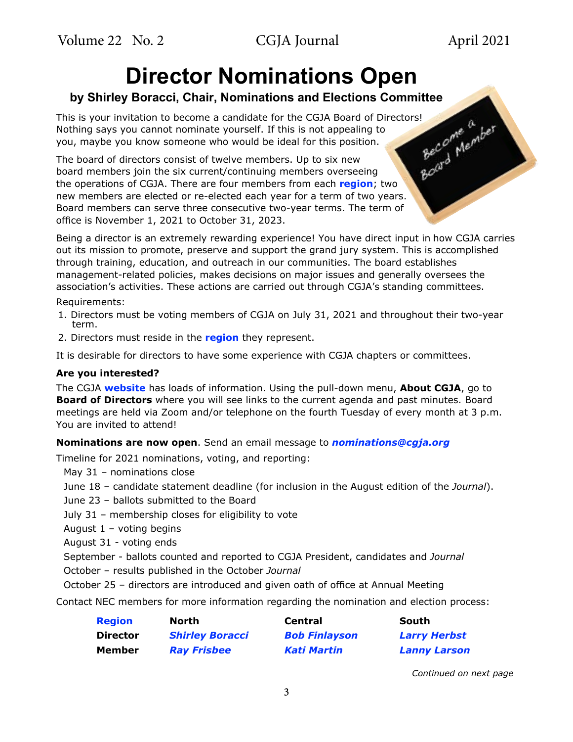# Director Nominations Open

### by Shirley Boracci, Chair, Nominations and Elections Committee

This is your invitation to become a candidate for the CGJA Board of Directors! Nothing says you cannot nominate yourself. If this is not appealing to you, maybe you know someone who would be ideal for this position.

The board of directors consist of twelve members. Up to six new board members join the six current/continuing members overseeing the operations of CGJA. There are four members from each **region**; two new members are elected or re-elected each year for a term of two years. Board members can serve three consecutive two-year terms. The term of office is November 1, 2021 to October 31, 2023.

Being a director is an extremely rewarding experience! You have direct input in how CGJA carries out its mission to promote, preserve and support the grand jury system. This is accomplished through training, education, and outreach in our communities. The board establishes management-related policies, makes decisions on major issues and generally oversees the association's activities. These actions are carried out through CGJA's standing committees.

Requirements:

1. Directors must be voting members of CGJA on July 31, 2021 and throughout their two-year term.
2. Directors must reside in the **region** they represent.

It is desirable for directors to have some experience with CGJA chapters or committees.

**Are you interested?**

The CGJA **website** has loads of information. Using the pull-down menu, **About CGJA**, go to **Board of Directors** where you will see links to the current agenda and past minutes. Board meetings are held via Zoom and/or telephone on the fourth Tuesday of every month at 3 p.m. You are invited to attend!

**Nominations are now open**. Send an email message to ***nominations@cgja.org***

Timeline for 2021 nominations, voting, and reporting:

- May 31 – nominations close
- June 18 – candidate statement deadline (for inclusion in the August edition of the *Journal*).
- June 23 – ballots submitted to the Board
- July 31 – membership closes for eligibility to vote
- August 1 – voting begins
- August 31 - voting ends
- September - ballots counted and reported to CGJA President, candidates and *Journal*
- October – results published in the October *Journal*
- October 25 – directors are introduced and given oath of office at Annual Meeting

Contact NEC members for more information regarding the nomination and election process:

| **Region** | **North** | **Central** | **South** |
|---|---|---|---|
| **Director** | ***Shirley Boracci*** | ***Bob Finlayson*** | ***Larry Herbst*** |
| **Member** | ***Ray Frisbee*** | ***Kati Martin*** | ***Lanny Larson*** |

*Continued on next page*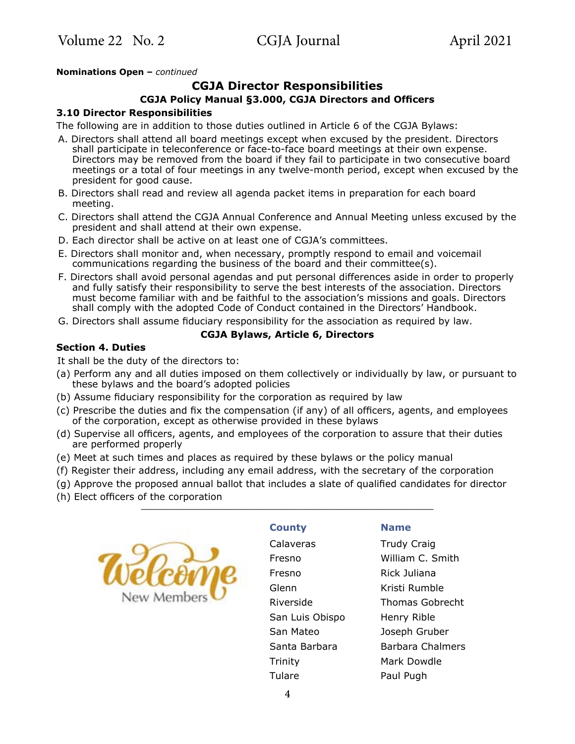**Nominations Open –** *continued*

## CGJA Director Responsibilities

### CGJA Policy Manual §3.000, CGJA Directors and Officers

### 3.10 Director Responsibilities

The following are in addition to those duties outlined in Article 6 of the CGJA Bylaws:

A. Directors shall attend all board meetings except when excused by the president. Directors shall participate in teleconference or face-to-face board meetings at their own expense. Directors may be removed from the board if they fail to participate in two consecutive board meetings or a total of four meetings in any twelve-month period, except when excused by the president for good cause.

B. Directors shall read and review all agenda packet items in preparation for each board meeting.

C. Directors shall attend the CGJA Annual Conference and Annual Meeting unless excused by the president and shall attend at their own expense.

D. Each director shall be active on at least one of CGJA's committees.

E. Directors shall monitor and, when necessary, promptly respond to email and voicemail communications regarding the business of the board and their committee(s).

F. Directors shall avoid personal agendas and put personal differences aside in order to properly and fully satisfy their responsibility to serve the best interests of the association. Directors must become familiar with and be faithful to the association's missions and goals. Directors shall comply with the adopted Code of Conduct contained in the Directors' Handbook.

G. Directors shall assume fiduciary responsibility for the association as required by law.

### CGJA Bylaws, Article 6, Directors

### Section 4. Duties

It shall be the duty of the directors to:

(a) Perform any and all duties imposed on them collectively or individually by law, or pursuant to these bylaws and the board's adopted policies

(b) Assume fiduciary responsibility for the corporation as required by law

(c) Prescribe the duties and fix the compensation (if any) of all officers, agents, and employees of the corporation, except as otherwise provided in these bylaws

(d) Supervise all officers, agents, and employees of the corporation to assure that their duties are performed properly

(e) Meet at such times and places as required by these bylaws or the policy manual

(f) Register their address, including any email address, with the secretary of the corporation

(g) Approve the proposed annual ballot that includes a slate of qualified candidates for director

(h) Elect officers of the corporation

---

Welcome New Members

| County | Name |
|---|---|
| Calaveras | Trudy Craig |
| Fresno | William C. Smith |
| Fresno | Rick Juliana |
| Glenn | Kristi Rumble |
| Riverside | Thomas Gobrecht |
| San Luis Obispo | Henry Rible |
| San Mateo | Joseph Gruber |
| Santa Barbara | Barbara Chalmers |
| Trinity | Mark Dowdle |
| Tulare | Paul Pugh |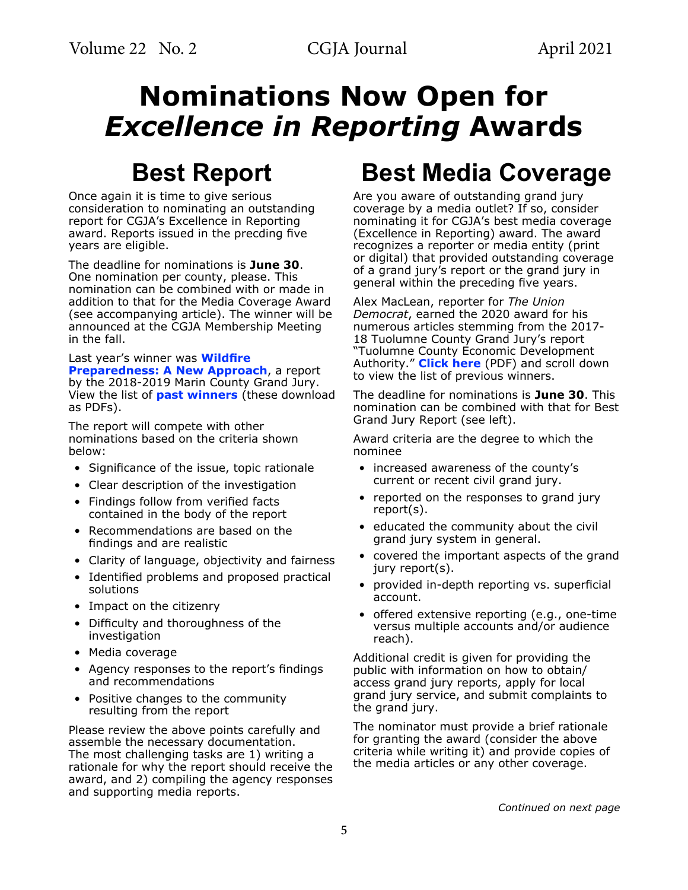# Nominations Now Open for *Excellence in Reporting* Awards

## Best Report

Once again it is time to give serious consideration to nominating an outstanding report for CGJA's Excellence in Reporting award. Reports issued in the precding five years are eligible.

The deadline for nominations is **June 30**. One nomination per county, please. This nomination can be combined with or made in addition to that for the Media Coverage Award (see accompanying article). The winner will be announced at the CGJA Membership Meeting in the fall.

Last year's winner was **Wildfire Preparedness: A New Approach**, a report by the 2018-2019 Marin County Grand Jury. View the list of **past winners** (these download as PDFs).

The report will compete with other nominations based on the criteria shown below:

- Significance of the issue, topic rationale
- Clear description of the investigation
- Findings follow from verified facts contained in the body of the report
- Recommendations are based on the findings and are realistic
- Clarity of language, objectivity and fairness
- Identified problems and proposed practical solutions
- Impact on the citizenry
- Difficulty and thoroughness of the investigation
- Media coverage
- Agency responses to the report's findings and recommendations
- Positive changes to the community resulting from the report

Please review the above points carefully and assemble the necessary documentation. The most challenging tasks are 1) writing a rationale for why the report should receive the award, and 2) compiling the agency responses and supporting media reports.

## Best Media Coverage

Are you aware of outstanding grand jury coverage by a media outlet? If so, consider nominating it for CGJA's best media coverage (Excellence in Reporting) award. The award recognizes a reporter or media entity (print or digital) that provided outstanding coverage of a grand jury's report or the grand jury in general within the preceding five years.

Alex MacLean, reporter for *The Union Democrat*, earned the 2020 award for his numerous articles stemming from the 2017-18 Tuolumne County Grand Jury's report "Tuolumne County Economic Development Authority." **Click here** (PDF) and scroll down to view the list of previous winners.

The deadline for nominations is **June 30**. This nomination can be combined with that for Best Grand Jury Report (see left).

Award criteria are the degree to which the nominee

- increased awareness of the county's current or recent civil grand jury.
- reported on the responses to grand jury report(s).
- educated the community about the civil grand jury system in general.
- covered the important aspects of the grand jury report(s).
- provided in-depth reporting vs. superficial account.
- offered extensive reporting (e.g., one-time versus multiple accounts and/or audience reach).

Additional credit is given for providing the public with information on how to obtain/access grand jury reports, apply for local grand jury service, and submit complaints to the grand jury.

The nominator must provide a brief rationale for granting the award (consider the above criteria while writing it) and provide copies of the media articles or any other coverage.

*Continued on next page*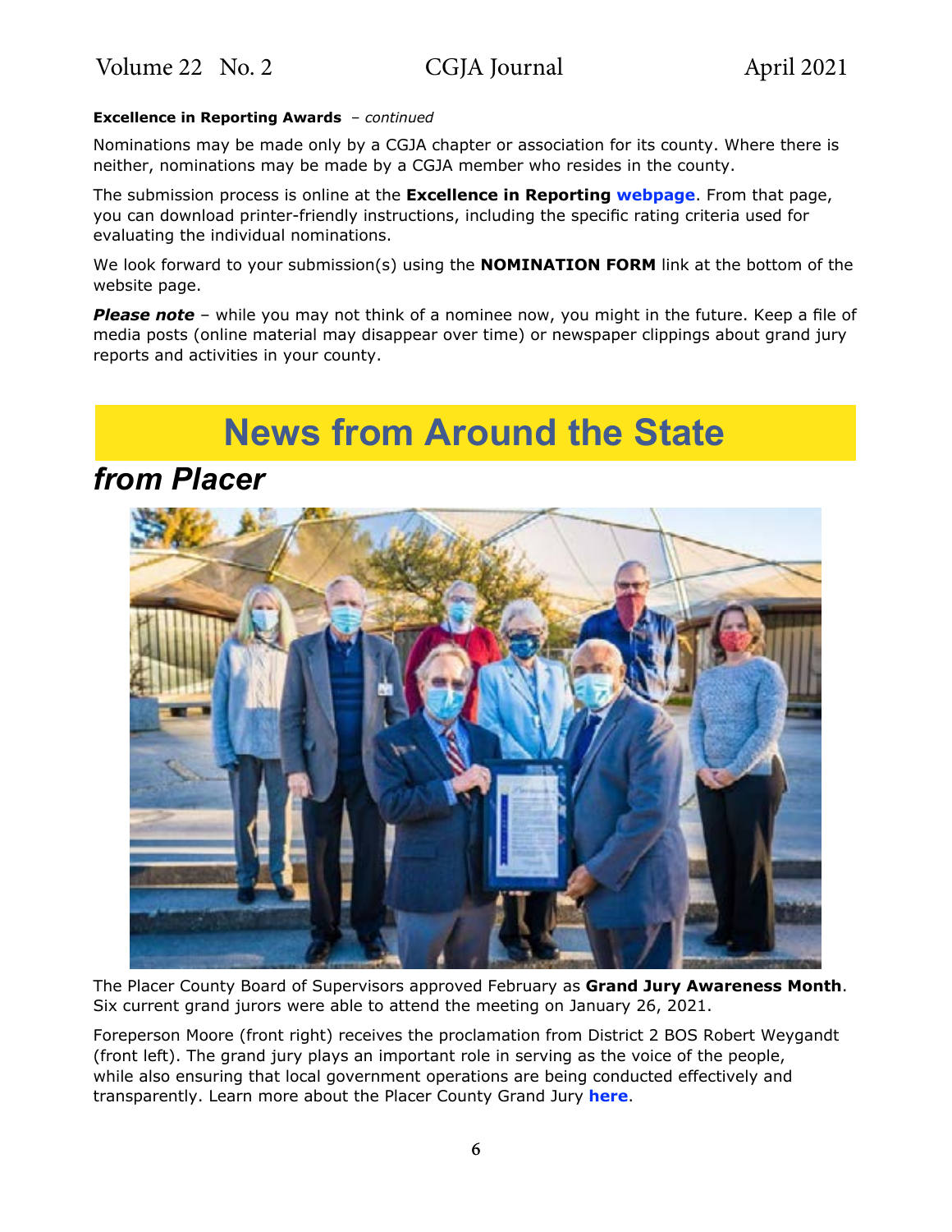**Excellence in Reporting Awards** – *continued*

Nominations may be made only by a CGJA chapter or association for its county. Where there is neither, nominations may be made by a CGJA member who resides in the county.

The submission process is online at the **Excellence in Reporting webpage**. From that page, you can download printer-friendly instructions, including the specific rating criteria used for evaluating the individual nominations.

We look forward to your submission(s) using the **NOMINATION FORM** link at the bottom of the website page.

***Please note*** – while you may not think of a nominee now, you might in the future. Keep a file of media posts (online material may disappear over time) or newspaper clippings about grand jury reports and activities in your county.

# News from Around the State

## *from Placer*

The Placer County Board of Supervisors approved February as **Grand Jury Awareness Month**. Six current grand jurors were able to attend the meeting on January 26, 2021.

Foreperson Moore (front right) receives the proclamation from District 2 BOS Robert Weygandt (front left). The grand jury plays an important role in serving as the voice of the people, while also ensuring that local government operations are being conducted effectively and transparently. Learn more about the Placer County Grand Jury **here**.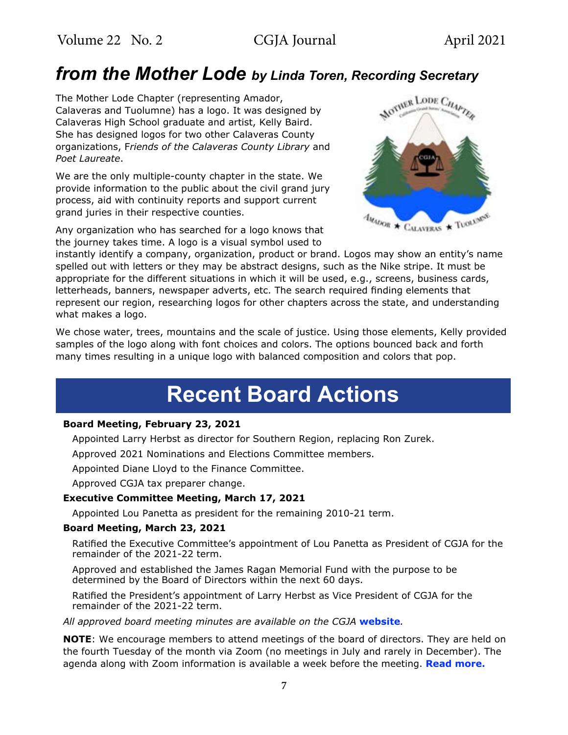## *from the Mother Lode* *by Linda Toren, Recording Secretary*

The Mother Lode Chapter (representing Amador, Calaveras and Tuolumne) has a logo. It was designed by Calaveras High School graduate and artist, Kelly Baird. She has designed logos for two other Calaveras County organizations, *Friends of the Calaveras County Library* and *Poet Laureate*.

We are the only multiple-county chapter in the state. We provide information to the public about the civil grand jury process, aid with continuity reports and support current grand juries in their respective counties.

Any organization who has searched for a logo knows that the journey takes time. A logo is a visual symbol used to instantly identify a company, organization, product or brand. Logos may show an entity's name spelled out with letters or they may be abstract designs, such as the Nike stripe. It must be appropriate for the different situations in which it will be used, e.g., screens, business cards, letterheads, banners, newspaper adverts, etc. The search required finding elements that represent our region, researching logos for other chapters across the state, and understanding what makes a logo.

We chose water, trees, mountains and the scale of justice. Using those elements, Kelly provided samples of the logo along with font choices and colors. The options bounced back and forth many times resulting in a unique logo with balanced composition and colors that pop.

# Recent Board Actions

**Board Meeting, February 23, 2021**

Appointed Larry Herbst as director for Southern Region, replacing Ron Zurek.

Approved 2021 Nominations and Elections Committee members.

Appointed Diane Lloyd to the Finance Committee.

Approved CGJA tax preparer change.

**Executive Committee Meeting, March 17, 2021**

Appointed Lou Panetta as president for the remaining 2010-21 term.

**Board Meeting, March 23, 2021**

Ratified the Executive Committee's appointment of Lou Panetta as President of CGJA for the remainder of the 2021-22 term.

Approved and established the James Ragan Memorial Fund with the purpose to be determined by the Board of Directors within the next 60 days.

Ratified the President's appointment of Larry Herbst as Vice President of CGJA for the remainder of the 2021-22 term.

*All approved board meeting minutes are available on the CGJA* **website**.

**NOTE**: We encourage members to attend meetings of the board of directors. They are held on the fourth Tuesday of the month via Zoom (no meetings in July and rarely in December). The agenda along with Zoom information is available a week before the meeting. **Read more.**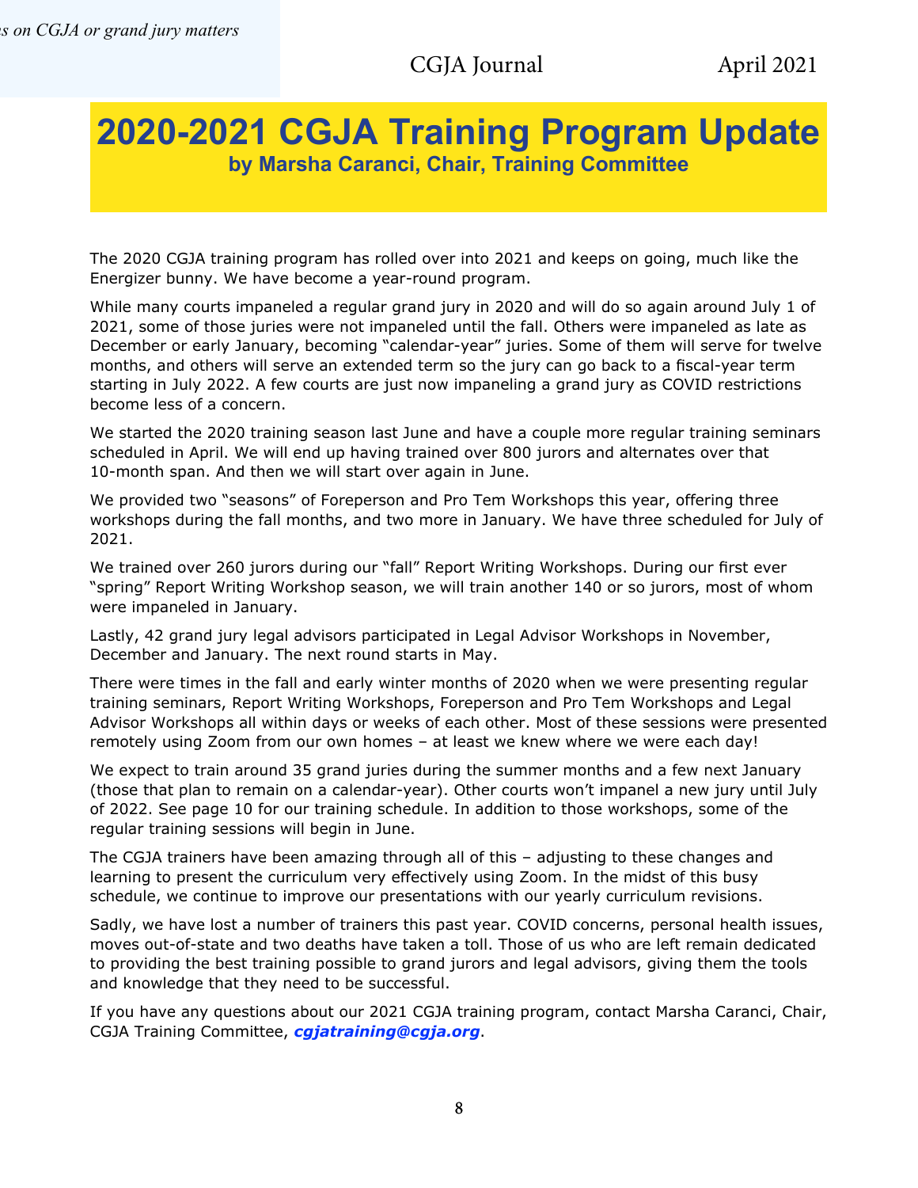# 2020-2021 CGJA Training Program Update

**by Marsha Caranci, Chair, Training Committee**

The 2020 CGJA training program has rolled over into 2021 and keeps on going, much like the Energizer bunny. We have become a year-round program.

While many courts impaneled a regular grand jury in 2020 and will do so again around July 1 of 2021, some of those juries were not impaneled until the fall. Others were impaneled as late as December or early January, becoming "calendar-year" juries. Some of them will serve for twelve months, and others will serve an extended term so the jury can go back to a fiscal-year term starting in July 2022. A few courts are just now impaneling a grand jury as COVID restrictions become less of a concern.

We started the 2020 training season last June and have a couple more regular training seminars scheduled in April. We will end up having trained over 800 jurors and alternates over that 10-month span. And then we will start over again in June.

We provided two "seasons" of Foreperson and Pro Tem Workshops this year, offering three workshops during the fall months, and two more in January. We have three scheduled for July of 2021.

We trained over 260 jurors during our "fall" Report Writing Workshops. During our first ever "spring" Report Writing Workshop season, we will train another 140 or so jurors, most of whom were impaneled in January.

Lastly, 42 grand jury legal advisors participated in Legal Advisor Workshops in November, December and January. The next round starts in May.

There were times in the fall and early winter months of 2020 when we were presenting regular training seminars, Report Writing Workshops, Foreperson and Pro Tem Workshops and Legal Advisor Workshops all within days or weeks of each other. Most of these sessions were presented remotely using Zoom from our own homes – at least we knew where we were each day!

We expect to train around 35 grand juries during the summer months and a few next January (those that plan to remain on a calendar-year). Other courts won't impanel a new jury until July of 2022. See page 10 for our training schedule. In addition to those workshops, some of the regular training sessions will begin in June.

The CGJA trainers have been amazing through all of this – adjusting to these changes and learning to present the curriculum very effectively using Zoom. In the midst of this busy schedule, we continue to improve our presentations with our yearly curriculum revisions.

Sadly, we have lost a number of trainers this past year. COVID concerns, personal health issues, moves out-of-state and two deaths have taken a toll. Those of us who are left remain dedicated to providing the best training possible to grand jurors and legal advisors, giving them the tools and knowledge that they need to be successful.

If you have any questions about our 2021 CGJA training program, contact Marsha Caranci, Chair, CGJA Training Committee, ***cgjatraining@cgja.org***.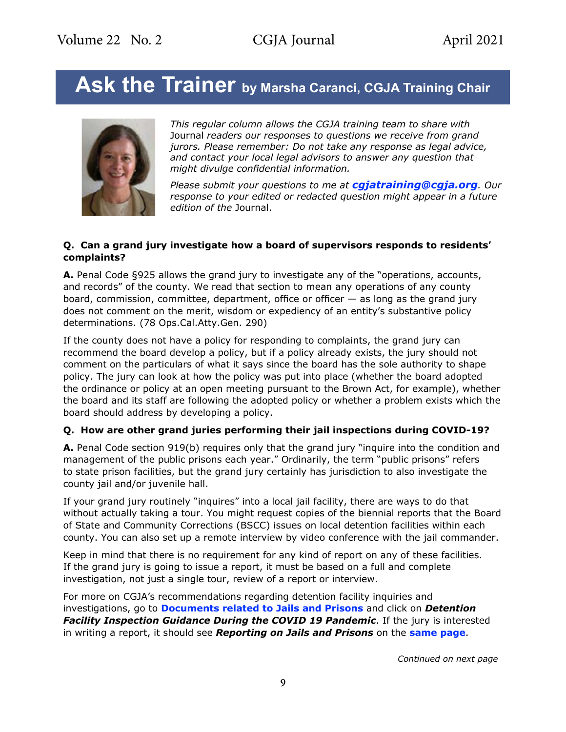# Ask the Trainer by Marsha Caranci, CGJA Training Chair

*This regular column allows the CGJA training team to share with* Journal *readers our responses to questions we receive from grand jurors. Please remember: Do not take any response as legal advice, and contact your local legal advisors to answer any question that might divulge confidential information.*

*Please submit your questions to me at* ***cgjatraining@cgja.org****. Our response to your edited or redacted question might appear in a future edition of the* Journal.

**Q. Can a grand jury investigate how a board of supervisors responds to residents' complaints?**

**A.** Penal Code §925 allows the grand jury to investigate any of the "operations, accounts, and records" of the county. We read that section to mean any operations of any county board, commission, committee, department, office or officer — as long as the grand jury does not comment on the merit, wisdom or expediency of an entity's substantive policy determinations. (78 Ops.Cal.Atty.Gen. 290)

If the county does not have a policy for responding to complaints, the grand jury can recommend the board develop a policy, but if a policy already exists, the jury should not comment on the particulars of what it says since the board has the sole authority to shape policy. The jury can look at how the policy was put into place (whether the board adopted the ordinance or policy at an open meeting pursuant to the Brown Act, for example), whether the board and its staff are following the adopted policy or whether a problem exists which the board should address by developing a policy.

**Q. How are other grand juries performing their jail inspections during COVID-19?**

**A.** Penal Code section 919(b) requires only that the grand jury "inquire into the condition and management of the public prisons each year." Ordinarily, the term "public prisons" refers to state prison facilities, but the grand jury certainly has jurisdiction to also investigate the county jail and/or juvenile hall.

If your grand jury routinely "inquires" into a local jail facility, there are ways to do that without actually taking a tour. You might request copies of the biennial reports that the Board of State and Community Corrections (BSCC) issues on local detention facilities within each county. You can also set up a remote interview by video conference with the jail commander.

Keep in mind that there is no requirement for any kind of report on any of these facilities. If the grand jury is going to issue a report, it must be based on a full and complete investigation, not just a single tour, review of a report or interview.

For more on CGJA's recommendations regarding detention facility inquiries and investigations, go to **Documents related to Jails and Prisons** and click on ***Detention Facility Inspection Guidance During the COVID 19 Pandemic***. If the jury is interested in writing a report, it should see ***Reporting on Jails and Prisons*** on the **same page**.

*Continued on next page*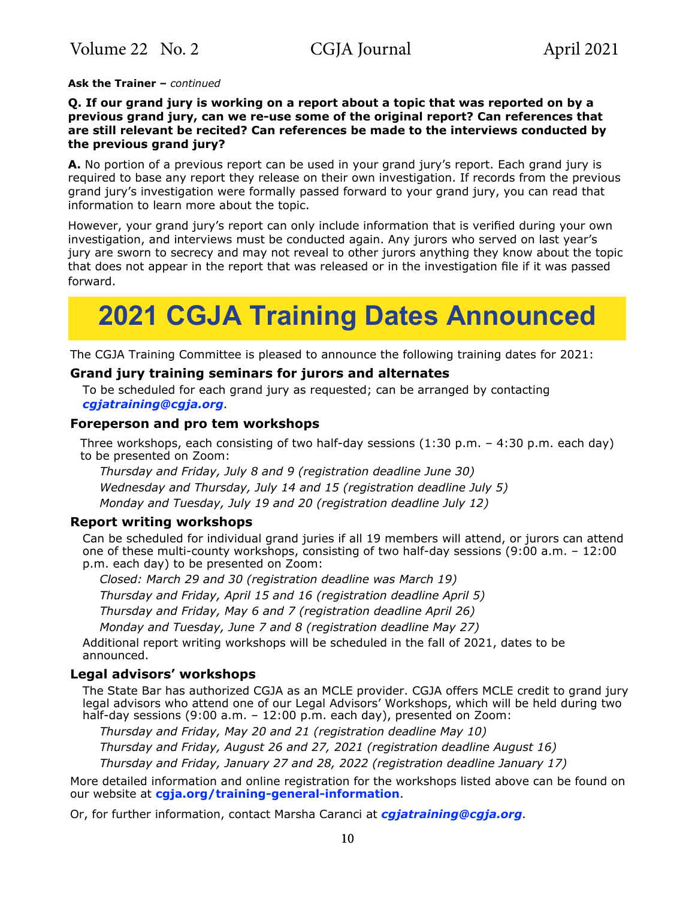**Ask the Trainer –** *continued*

**Q. If our grand jury is working on a report about a topic that was reported on by a previous grand jury, can we re-use some of the original report? Can references that are still relevant be recited? Can references be made to the interviews conducted by the previous grand jury?**

**A.** No portion of a previous report can be used in your grand jury's report. Each grand jury is required to base any report they release on their own investigation. If records from the previous grand jury's investigation were formally passed forward to your grand jury, you can read that information to learn more about the topic.

However, your grand jury's report can only include information that is verified during your own investigation, and interviews must be conducted again. Any jurors who served on last year's jury are sworn to secrecy and may not reveal to other jurors anything they know about the topic that does not appear in the report that was released or in the investigation file if it was passed forward.

# 2021 CGJA Training Dates Announced

The CGJA Training Committee is pleased to announce the following training dates for 2021:

### Grand jury training seminars for jurors and alternates

To be scheduled for each grand jury as requested; can be arranged by contacting ***cgjatraining@cgja.org***.

### Foreperson and pro tem workshops

Three workshops, each consisting of two half-day sessions (1:30 p.m. – 4:30 p.m. each day) to be presented on Zoom:

*Thursday and Friday, July 8 and 9 (registration deadline June 30)*

*Wednesday and Thursday, July 14 and 15 (registration deadline July 5)*

*Monday and Tuesday, July 19 and 20 (registration deadline July 12)*

### Report writing workshops

Can be scheduled for individual grand juries if all 19 members will attend, or jurors can attend one of these multi-county workshops, consisting of two half-day sessions (9:00 a.m. – 12:00 p.m. each day) to be presented on Zoom:

*Closed: March 29 and 30 (registration deadline was March 19)*

*Thursday and Friday, April 15 and 16 (registration deadline April 5)*

*Thursday and Friday, May 6 and 7 (registration deadline April 26)*

*Monday and Tuesday, June 7 and 8 (registration deadline May 27)*

Additional report writing workshops will be scheduled in the fall of 2021, dates to be announced.

### Legal advisors' workshops

The State Bar has authorized CGJA as an MCLE provider. CGJA offers MCLE credit to grand jury legal advisors who attend one of our Legal Advisors' Workshops, which will be held during two half-day sessions (9:00 a.m. – 12:00 p.m. each day), presented on Zoom:

*Thursday and Friday, May 20 and 21 (registration deadline May 10)*

*Thursday and Friday, August 26 and 27, 2021 (registration deadline August 16)*

*Thursday and Friday, January 27 and 28, 2022 (registration deadline January 17)*

More detailed information and online registration for the workshops listed above can be found on our website at **cgja.org/training-general-information**.

Or, for further information, contact Marsha Caranci at ***cgjatraining@cgja.org***.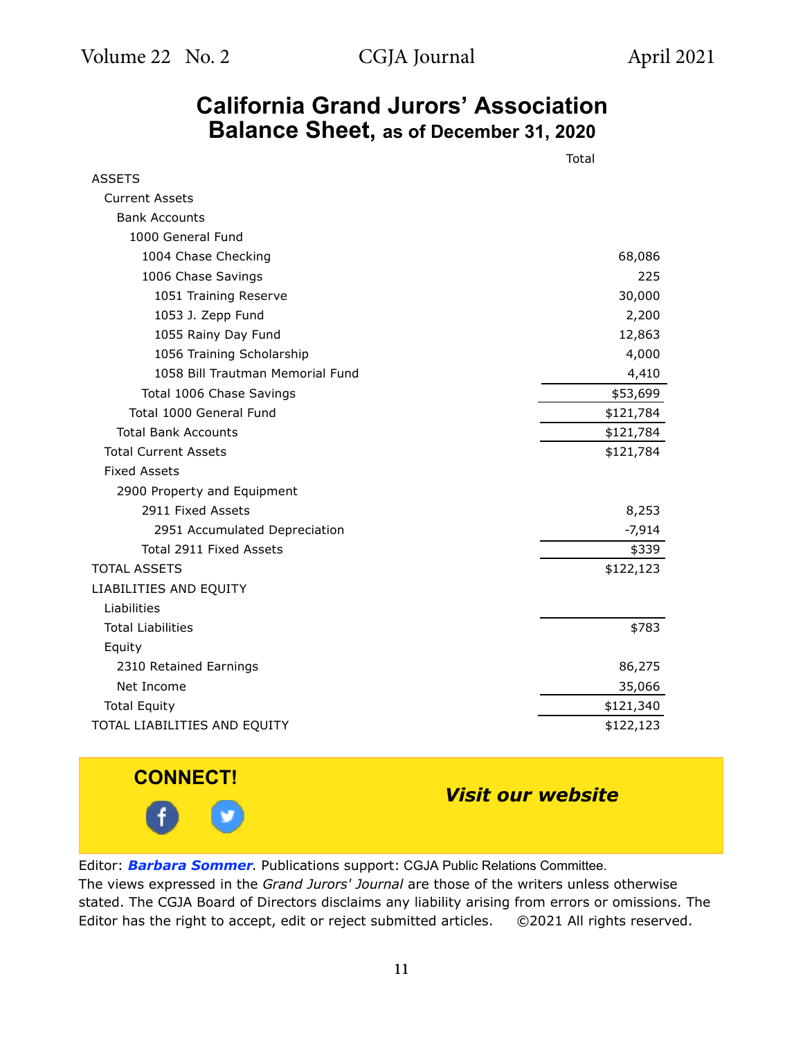# California Grand Jurors' Association
## Balance Sheet, as of December 31, 2020

| | Total |
|---|---|
| ASSETS | |
| Current Assets | |
| Bank Accounts | |
| 1000 General Fund | |
| 1004 Chase Checking | 68,086 |
| 1006 Chase Savings | 225 |
| 1051 Training Reserve | 30,000 |
| 1053 J. Zepp Fund | 2,200 |
| 1055 Rainy Day Fund | 12,863 |
| 1056 Training Scholarship | 4,000 |
| 1058 Bill Trautman Memorial Fund | 4,410 |
| Total 1006 Chase Savings | $53,699 |
| Total 1000 General Fund | $121,784 |
| Total Bank Accounts | $121,784 |
| Total Current Assets | $121,784 |
| Fixed Assets | |
| 2900 Property and Equipment | |
| 2911 Fixed Assets | 8,253 |
| 2951 Accumulated Depreciation | -7,914 |
| Total 2911 Fixed Assets | $339 |
| TOTAL ASSETS | $122,123 |
| LIABILITIES AND EQUITY | |
| Liabilities | |
| Total Liabilities | $783 |
| Equity | |
| 2310 Retained Earnings | 86,275 |
| Net Income | 35,066 |
| Total Equity | $121,340 |
| TOTAL LIABILITIES AND EQUITY | $122,123 |

**CONNECT!**

***Visit our website***

Editor: ***Barbara Sommer***. Publications support: CGJA Public Relations Committee.

The views expressed in the *Grand Jurors' Journal* are those of the writers unless otherwise stated. The CGJA Board of Directors disclaims any liability arising from errors or omissions. The Editor has the right to accept, edit or reject submitted articles. ©2021 All rights reserved.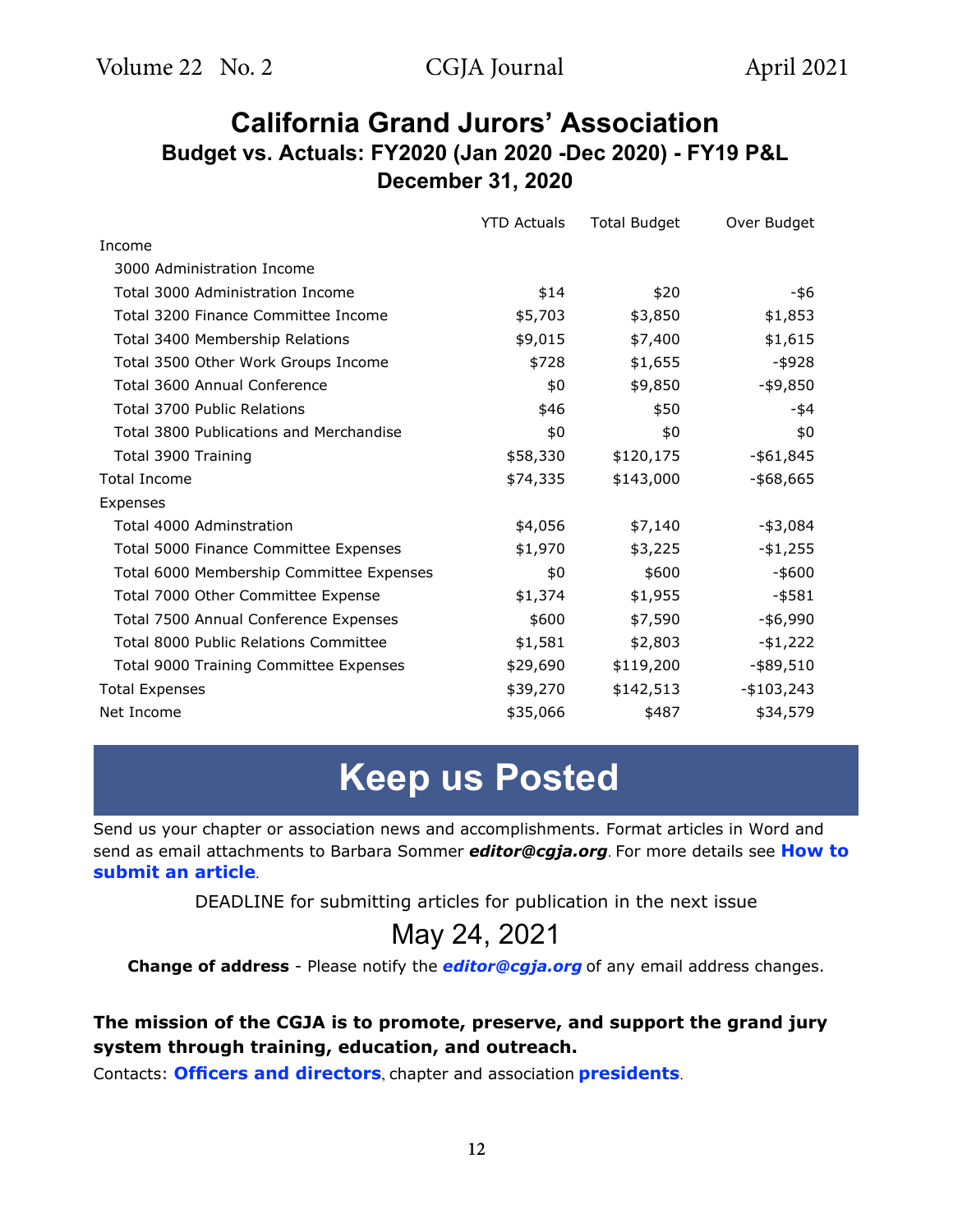# California Grand Jurors' Association

## Budget vs. Actuals: FY2020 (Jan 2020 -Dec 2020) - FY19 P&L

## December 31, 2020

| | YTD Actuals | Total Budget | Over Budget |
|---|---|---|---|
| Income | | | |
| 3000 Administration Income | | | |
| Total 3000 Administration Income | $14 | $20 | -$6 |
| Total 3200 Finance Committee Income | $5,703 | $3,850 | $1,853 |
| Total 3400 Membership Relations | $9,015 | $7,400 | $1,615 |
| Total 3500 Other Work Groups Income | $728 | $1,655 | -$928 |
| Total 3600 Annual Conference | $0 | $9,850 | -$9,850 |
| Total 3700 Public Relations | $46 | $50 | -$4 |
| Total 3800 Publications and Merchandise | $0 | $0 | $0 |
| Total 3900 Training | $58,330 | $120,175 | -$61,845 |
| Total Income | $74,335 | $143,000 | -$68,665 |
| Expenses | | | |
| Total 4000 Adminstration | $4,056 | $7,140 | -$3,084 |
| Total 5000 Finance Committee Expenses | $1,970 | $3,225 | -$1,255 |
| Total 6000 Membership Committee Expenses | $0 | $600 | -$600 |
| Total 7000 Other Committee Expense | $1,374 | $1,955 | -$581 |
| Total 7500 Annual Conference Expenses | $600 | $7,590 | -$6,990 |
| Total 8000 Public Relations Committee | $1,581 | $2,803 | -$1,222 |
| Total 9000 Training Committee Expenses | $29,690 | $119,200 | -$89,510 |
| Total Expenses | $39,270 | $142,513 | -$103,243 |
| Net Income | $35,066 | $487 | $34,579 |

# Keep us Posted

Send us your chapter or association news and accomplishments. Format articles in Word and send as email attachments to Barbara Sommer ***editor@cgja.org***. For more details see **How to submit an article**.

DEADLINE for submitting articles for publication in the next issue

May 24, 2021

**Change of address** - Please notify the ***editor@cgja.org*** of any email address changes.

**The mission of the CGJA is to promote, preserve, and support the grand jury system through training, education, and outreach.**

Contacts: **Officers and directors**, chapter and association **presidents**.